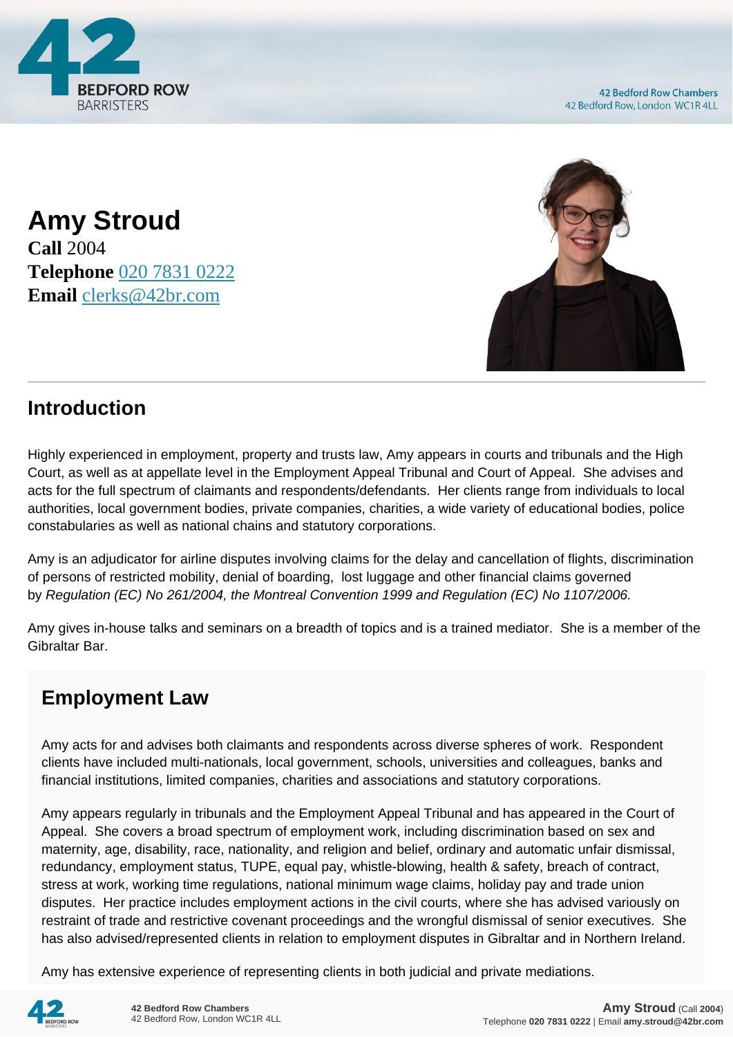# Amy Stroud

**Call** 2004
**Telephone** 020 7831 0222
**Email** clerks@42br.com

## Introduction

Highly experienced in employment, property and trusts law, Amy appears in courts and tribunals and the High Court, as well as at appellate level in the Employment Appeal Tribunal and Court of Appeal. She advises and acts for the full spectrum of claimants and respondents/defendants. Her clients range from individuals to local authorities, local government bodies, private companies, charities, a wide variety of educational bodies, police constabularies as well as national chains and statutory corporations.

Amy is an adjudicator for airline disputes involving claims for the delay and cancellation of flights, discrimination of persons of restricted mobility, denial of boarding, lost luggage and other financial claims governed by *Regulation (EC) No 261/2004, the Montreal Convention 1999 and Regulation (EC) No 1107/2006.*

Amy gives in-house talks and seminars on a breadth of topics and is a trained mediator. She is a member of the Gibraltar Bar.

## Employment Law

Amy acts for and advises both claimants and respondents across diverse spheres of work. Respondent clients have included multi-nationals, local government, schools, universities and colleagues, banks and financial institutions, limited companies, charities and associations and statutory corporations.

Amy appears regularly in tribunals and the Employment Appeal Tribunal and has appeared in the Court of Appeal. She covers a broad spectrum of employment work, including discrimination based on sex and maternity, age, disability, race, nationality, and religion and belief, ordinary and automatic unfair dismissal, redundancy, employment status, TUPE, equal pay, whistle-blowing, health & safety, breach of contract, stress at work, working time regulations, national minimum wage claims, holiday pay and trade union disputes. Her practice includes employment actions in the civil courts, where she has advised variously on restraint of trade and restrictive covenant proceedings and the wrongful dismissal of senior executives. She has also advised/represented clients in relation to employment disputes in Gibraltar and in Northern Ireland.

Amy has extensive experience of representing clients in both judicial and private mediations.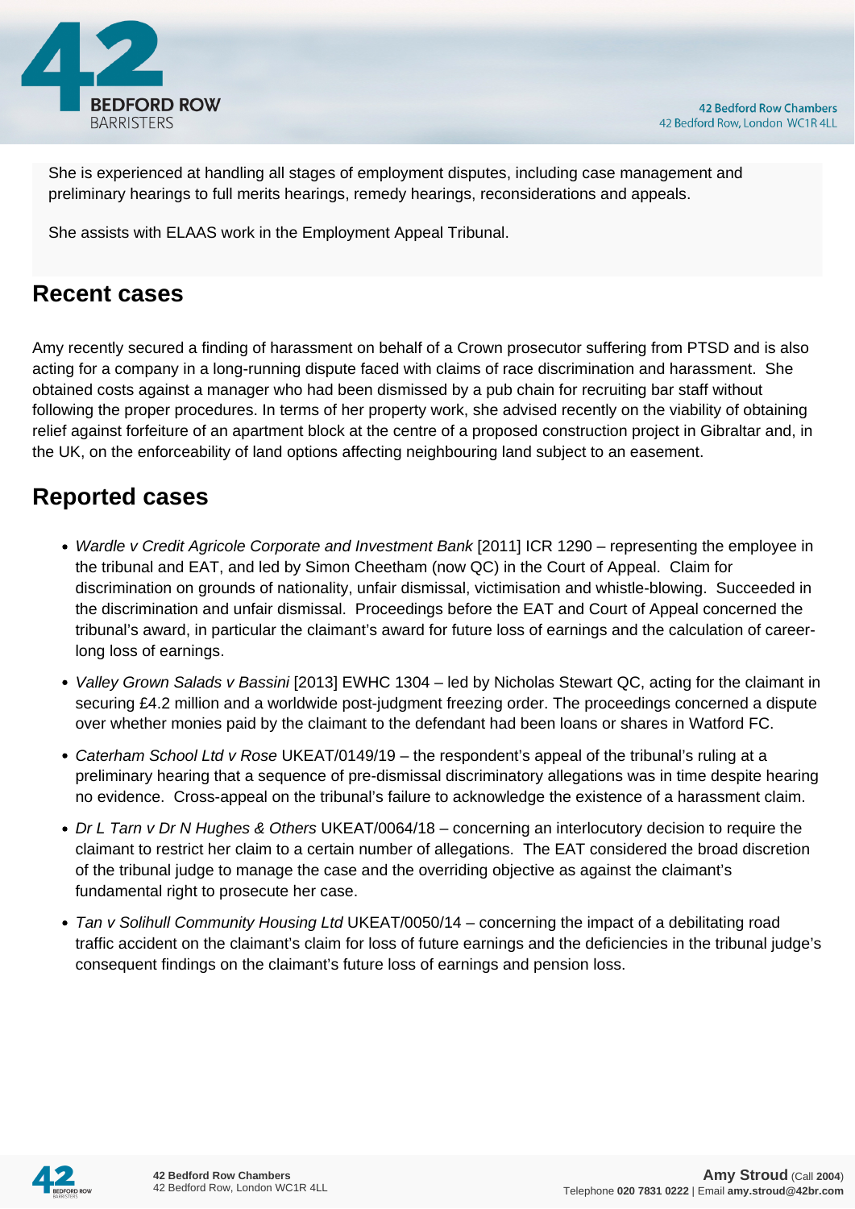She is experienced at handling all stages of employment disputes, including case management and preliminary hearings to full merits hearings, remedy hearings, reconsiderations and appeals.

She assists with ELAAS work in the Employment Appeal Tribunal.

## Recent cases

Amy recently secured a finding of harassment on behalf of a Crown prosecutor suffering from PTSD and is also acting for a company in a long-running dispute faced with claims of race discrimination and harassment. She obtained costs against a manager who had been dismissed by a pub chain for recruiting bar staff without following the proper procedures. In terms of her property work, she advised recently on the viability of obtaining relief against forfeiture of an apartment block at the centre of a proposed construction project in Gibraltar and, in the UK, on the enforceability of land options affecting neighbouring land subject to an easement.

## Reported cases

- *Wardle v Credit Agricole Corporate and Investment Bank* [2011] ICR 1290 – representing the employee in the tribunal and EAT, and led by Simon Cheetham (now QC) in the Court of Appeal. Claim for discrimination on grounds of nationality, unfair dismissal, victimisation and whistle-blowing. Succeeded in the discrimination and unfair dismissal. Proceedings before the EAT and Court of Appeal concerned the tribunal's award, in particular the claimant's award for future loss of earnings and the calculation of career-long loss of earnings.
- *Valley Grown Salads v Bassini* [2013] EWHC 1304 – led by Nicholas Stewart QC, acting for the claimant in securing £4.2 million and a worldwide post-judgment freezing order. The proceedings concerned a dispute over whether monies paid by the claimant to the defendant had been loans or shares in Watford FC.
- *Caterham School Ltd v Rose* UKEAT/0149/19 – the respondent's appeal of the tribunal's ruling at a preliminary hearing that a sequence of pre-dismissal discriminatory allegations was in time despite hearing no evidence. Cross-appeal on the tribunal's failure to acknowledge the existence of a harassment claim.
- *Dr L Tarn v Dr N Hughes & Others* UKEAT/0064/18 – concerning an interlocutory decision to require the claimant to restrict her claim to a certain number of allegations. The EAT considered the broad discretion of the tribunal judge to manage the case and the overriding objective as against the claimant's fundamental right to prosecute her case.
- *Tan v Solihull Community Housing Ltd* UKEAT/0050/14 – concerning the impact of a debilitating road traffic accident on the claimant's claim for loss of future earnings and the deficiencies in the tribunal judge's consequent findings on the claimant's future loss of earnings and pension loss.